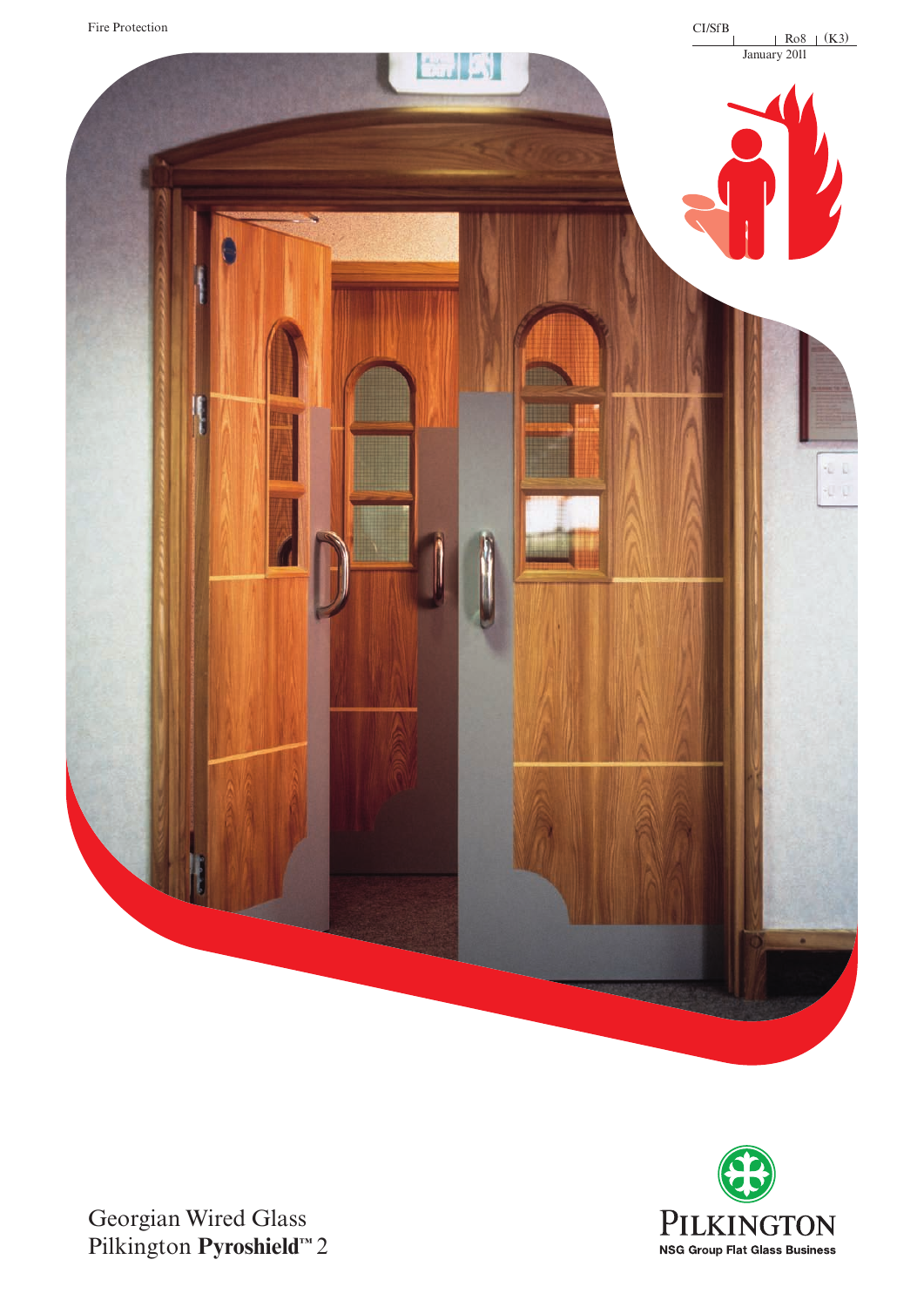Fire Protection

CI/SfB | Ro8 | (K3)
January 2011

# Georgian Wired Glass
# Pilkington **Pyroshield™** 2

PILKINGTON
NSG Group Flat Glass Business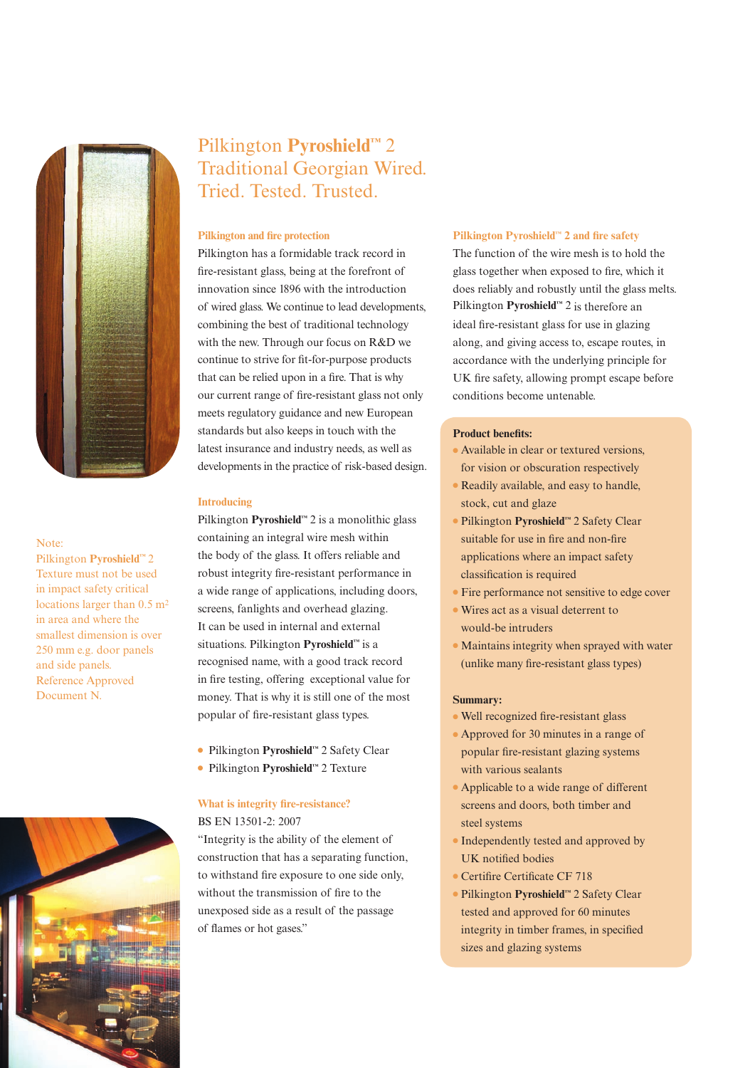# Pilkington **Pyroshield**™ 2 Traditional Georgian Wired. Tried. Tested. Trusted.

Note:
Pilkington **Pyroshield**™ 2 Texture must not be used in impact safety critical locations larger than 0.5 m$^2$ in area and where the smallest dimension is over 250 mm e.g. door panels and side panels. Reference Approved Document N.

### Pilkington and fire protection

Pilkington has a formidable track record in fire-resistant glass, being at the forefront of innovation since 1896 with the introduction of wired glass. We continue to lead developments, combining the best of traditional technology with the new. Through our focus on R&D we continue to strive for fit-for-purpose products that can be relied upon in a fire. That is why our current range of fire-resistant glass not only meets regulatory guidance and new European standards but also keeps in touch with the latest insurance and industry needs, as well as developments in the practice of risk-based design.

### Introducing

Pilkington **Pyroshield**™ 2 is a monolithic glass containing an integral wire mesh within the body of the glass. It offers reliable and robust integrity fire-resistant performance in a wide range of applications, including doors, screens, fanlights and overhead glazing. It can be used in internal and external situations. Pilkington **Pyroshield**™ is a recognised name, with a good track record in fire testing, offering exceptional value for money. That is why it is still one of the most popular of fire-resistant glass types.

- Pilkington **Pyroshield**™ 2 Safety Clear
- Pilkington **Pyroshield**™ 2 Texture

### What is integrity fire-resistance?

BS EN 13501-2: 2007

"Integrity is the ability of the element of construction that has a separating function, to withstand fire exposure to one side only, without the transmission of fire to the unexposed side as a result of the passage of flames or hot gases."

### Pilkington Pyroshield™ 2 and fire safety

The function of the wire mesh is to hold the glass together when exposed to fire, which it does reliably and robustly until the glass melts. Pilkington **Pyroshield**™ 2 is therefore an ideal fire-resistant glass for use in glazing along, and giving access to, escape routes, in accordance with the underlying principle for UK fire safety, allowing prompt escape before conditions become untenable.

**Product benefits:**

- Available in clear or textured versions, for vision or obscuration respectively
- Readily available, and easy to handle, stock, cut and glaze
- Pilkington **Pyroshield**™ 2 Safety Clear suitable for use in fire and non-fire applications where an impact safety classification is required
- Fire performance not sensitive to edge cover
- Wires act as a visual deterrent to would-be intruders
- Maintains integrity when sprayed with water (unlike many fire-resistant glass types)

**Summary:**

- Well recognized fire-resistant glass
- Approved for 30 minutes in a range of popular fire-resistant glazing systems with various sealants
- Applicable to a wide range of different screens and doors, both timber and steel systems
- Independently tested and approved by UK notified bodies
- Certifire Certificate CF 718
- Pilkington **Pyroshield**™ 2 Safety Clear tested and approved for 60 minutes integrity in timber frames, in specified sizes and glazing systems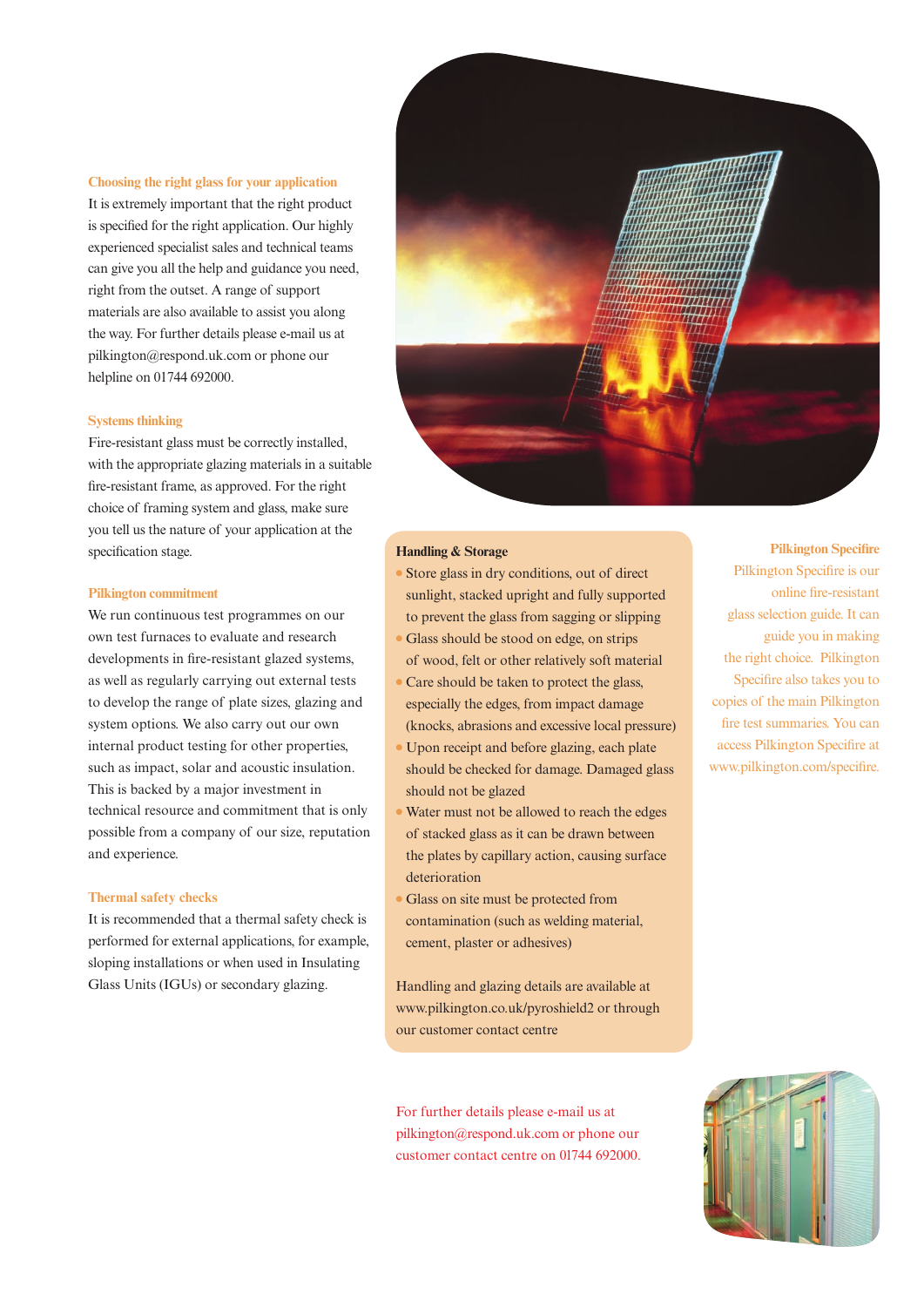### Choosing the right glass for your application

It is extremely important that the right product is specified for the right application. Our highly experienced specialist sales and technical teams can give you all the help and guidance you need, right from the outset. A range of support materials are also available to assist you along the way. For further details please e-mail us at pilkington@respond.uk.com or phone our helpline on 01744 692000.

### Systems thinking

Fire-resistant glass must be correctly installed, with the appropriate glazing materials in a suitable fire-resistant frame, as approved. For the right choice of framing system and glass, make sure you tell us the nature of your application at the specification stage.

### Pilkington commitment

We run continuous test programmes on our own test furnaces to evaluate and research developments in fire-resistant glazed systems, as well as regularly carrying out external tests to develop the range of plate sizes, glazing and system options. We also carry out our own internal product testing for other properties, such as impact, solar and acoustic insulation. This is backed by a major investment in technical resource and commitment that is only possible from a company of our size, reputation and experience.

### Thermal safety checks

It is recommended that a thermal safety check is performed for external applications, for example, sloping installations or when used in Insulating Glass Units (IGUs) or secondary glazing.

### Handling & Storage

- Store glass in dry conditions, out of direct sunlight, stacked upright and fully supported to prevent the glass from sagging or slipping
- Glass should be stood on edge, on strips of wood, felt or other relatively soft material
- Care should be taken to protect the glass, especially the edges, from impact damage (knocks, abrasions and excessive local pressure)
- Upon receipt and before glazing, each plate should be checked for damage. Damaged glass should not be glazed
- Water must not be allowed to reach the edges of stacked glass as it can be drawn between the plates by capillary action, causing surface deterioration
- Glass on site must be protected from contamination (such as welding material, cement, plaster or adhesives)

Handling and glazing details are available at www.pilkington.co.uk/pyroshield2 or through our customer contact centre

### Pilkington Specifire

Pilkington Specifire is our online fire-resistant glass selection guide. It can guide you in making the right choice. Pilkington Specifire also takes you to copies of the main Pilkington fire test summaries. You can access Pilkington Specifire at www.pilkington.com/specifire.

For further details please e-mail us at pilkington@respond.uk.com or phone our customer contact centre on 01744 692000.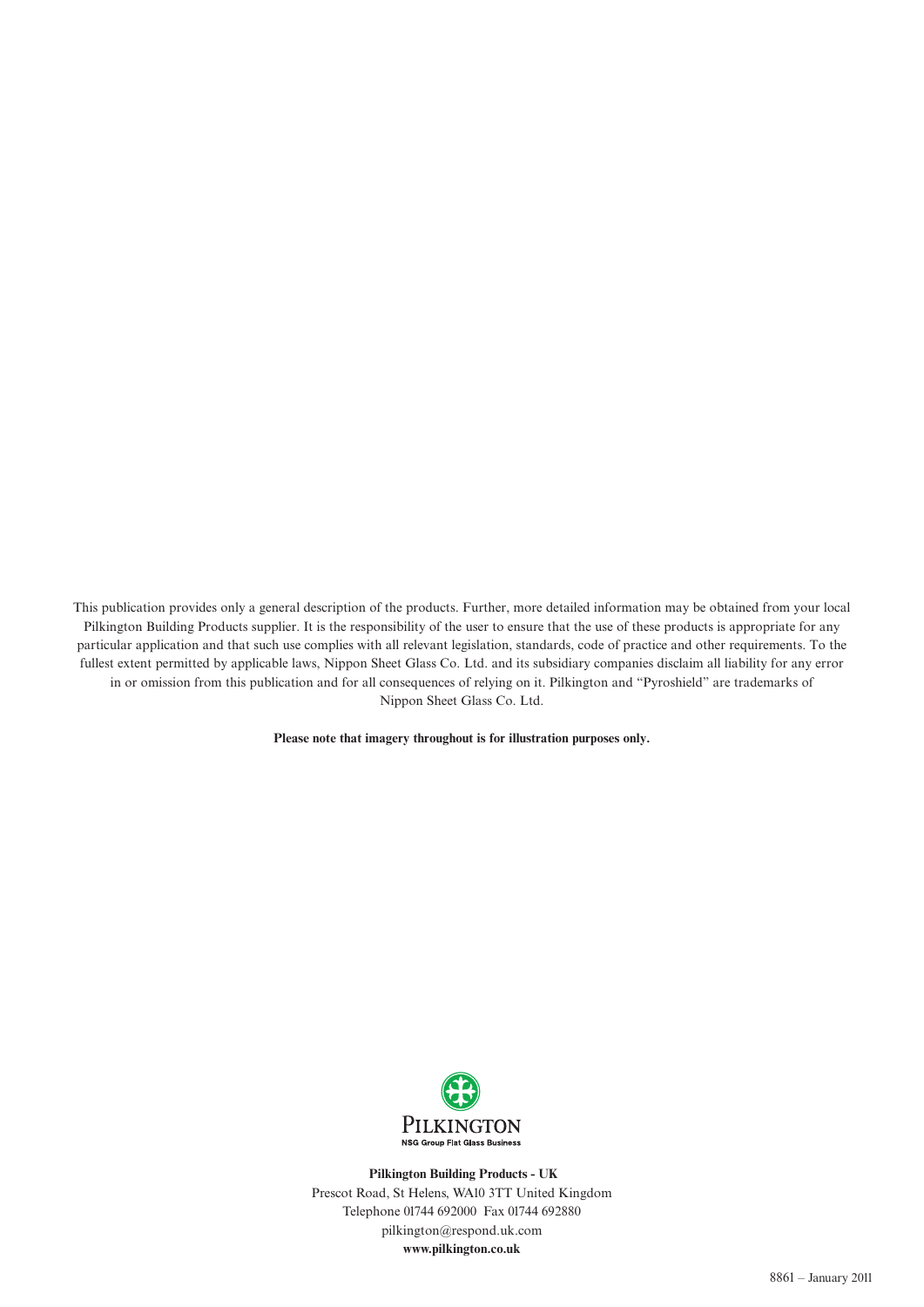This publication provides only a general description of the products. Further, more detailed information may be obtained from your local Pilkington Building Products supplier. It is the responsibility of the user to ensure that the use of these products is appropriate for any particular application and that such use complies with all relevant legislation, standards, code of practice and other requirements. To the fullest extent permitted by applicable laws, Nippon Sheet Glass Co. Ltd. and its subsidiary companies disclaim all liability for any error in or omission from this publication and for all consequences of relying on it. Pilkington and "Pyroshield" are trademarks of Nippon Sheet Glass Co. Ltd.

**Please note that imagery throughout is for illustration purposes only.**

PILKINGTON
NSG Group Flat Glass Business

**Pilkington Building Products - UK**
Prescot Road, St Helens, WA10 3TT United Kingdom
Telephone 01744 692000 Fax 01744 692880
pilkington@respond.uk.com
**www.pilkington.co.uk**

8861 – January 2011